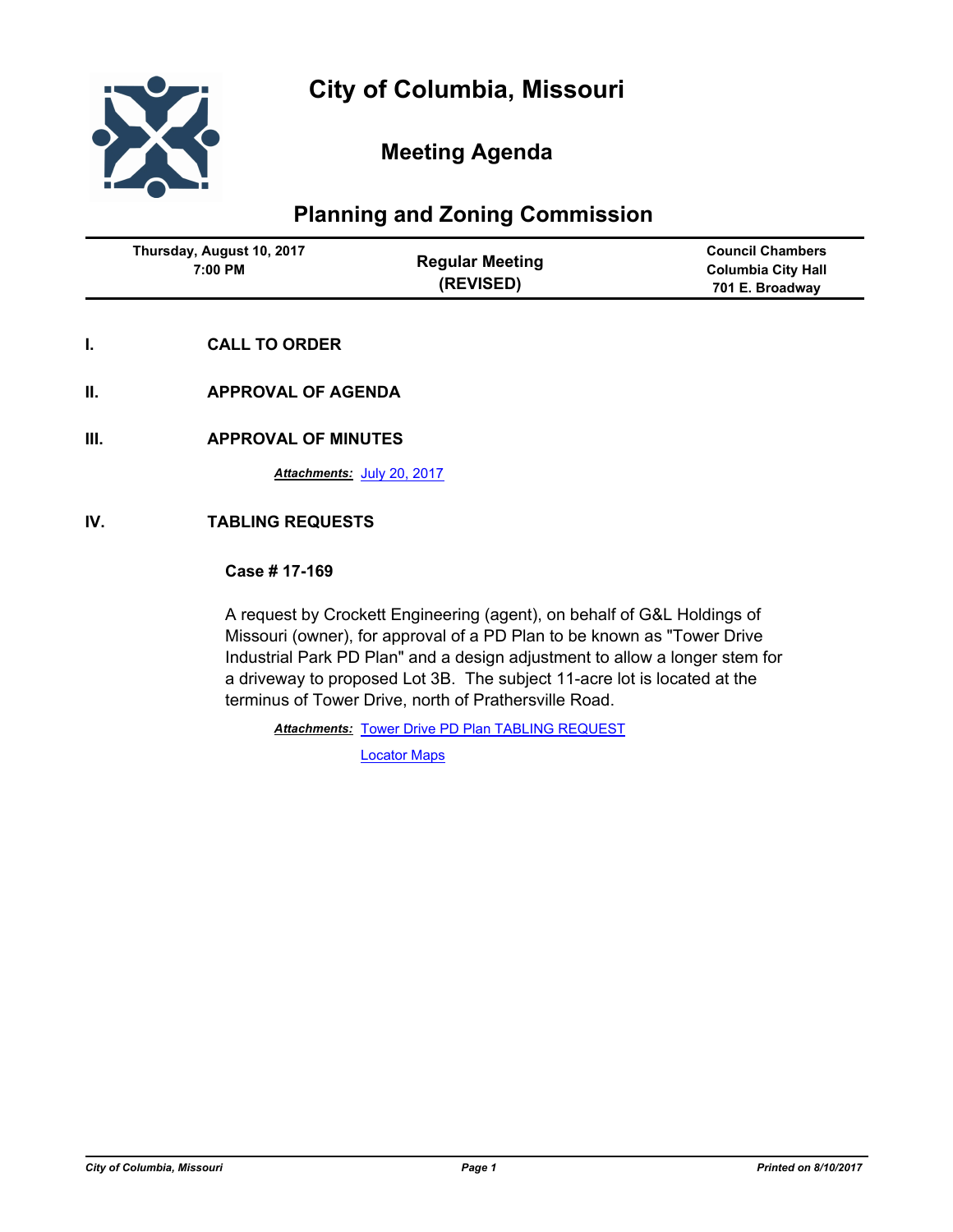# City of Columbia, Missouri

## Meeting Agenda

## Planning and Zoning Commission

| Thursday, August 10, 2017 7:00 PM | Regular Meeting (REVISED) | Council Chambers Columbia City Hall 701 E. Broadway |
|---|---|---|

**I. CALL TO ORDER**

**II. APPROVAL OF AGENDA**

**III. APPROVAL OF MINUTES**

***Attachments:*** July 20, 2017

**IV. TABLING REQUESTS**

**Case # 17-169**

A request by Crockett Engineering (agent), on behalf of G&L Holdings of Missouri (owner), for approval of a PD Plan to be known as "Tower Drive Industrial Park PD Plan" and a design adjustment to allow a longer stem for a driveway to proposed Lot 3B. The subject 11-acre lot is located at the terminus of Tower Drive, north of Prathersville Road.

***Attachments:*** Tower Drive PD Plan TABLING REQUEST

Locator Maps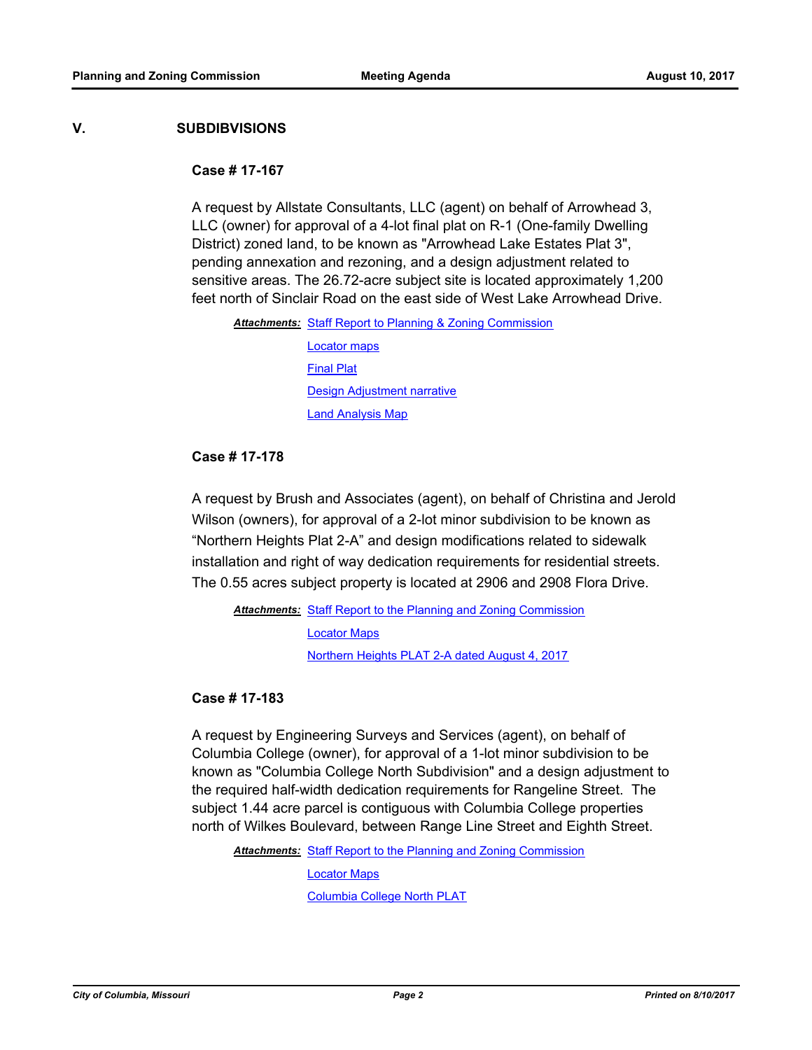## V. SUBDIBVISIONS

### Case # 17-167

A request by Allstate Consultants, LLC (agent) on behalf of Arrowhead 3, LLC (owner) for approval of a 4-lot final plat on R-1 (One-family Dwelling District) zoned land, to be known as "Arrowhead Lake Estates Plat 3", pending annexation and rezoning, and a design adjustment related to sensitive areas. The 26.72-acre subject site is located approximately 1,200 feet north of Sinclair Road on the east side of West Lake Arrowhead Drive.

***Attachments:*** Staff Report to Planning & Zoning Commission
Locator maps
Final Plat
Design Adjustment narrative
Land Analysis Map

### Case # 17-178

A request by Brush and Associates (agent), on behalf of Christina and Jerold Wilson (owners), for approval of a 2-lot minor subdivision to be known as "Northern Heights Plat 2-A" and design modifications related to sidewalk installation and right of way dedication requirements for residential streets. The 0.55 acres subject property is located at 2906 and 2908 Flora Drive.

***Attachments:*** Staff Report to the Planning and Zoning Commission
Locator Maps
Northern Heights PLAT 2-A dated August 4, 2017

### Case # 17-183

A request by Engineering Surveys and Services (agent), on behalf of Columbia College (owner), for approval of a 1-lot minor subdivision to be known as "Columbia College North Subdivision" and a design adjustment to the required half-width dedication requirements for Rangeline Street. The subject 1.44 acre parcel is contiguous with Columbia College properties north of Wilkes Boulevard, between Range Line Street and Eighth Street.

***Attachments:*** Staff Report to the Planning and Zoning Commission
Locator Maps
Columbia College North PLAT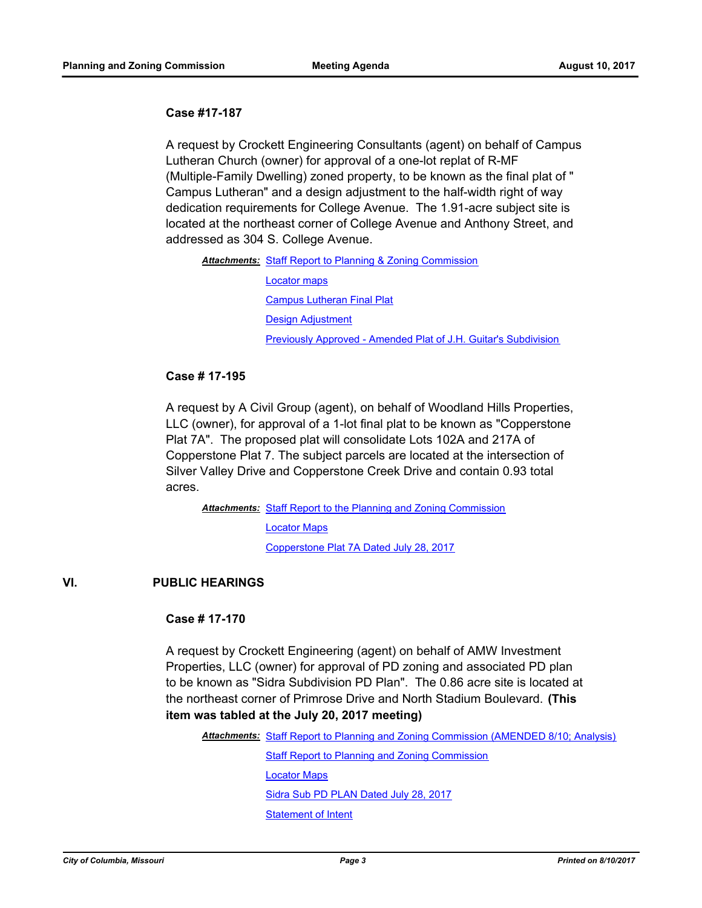**Case #17-187**

A request by Crockett Engineering Consultants (agent) on behalf of Campus Lutheran Church (owner) for approval of a one-lot replat of R-MF (Multiple-Family Dwelling) zoned property, to be known as the final plat of " Campus Lutheran" and a design adjustment to the half-width right of way dedication requirements for College Avenue. The 1.91-acre subject site is located at the northeast corner of College Avenue and Anthony Street, and addressed as 304 S. College Avenue.

***Attachments:*** Staff Report to Planning & Zoning Commission
Locator maps
Campus Lutheran Final Plat
Design Adjustment
Previously Approved - Amended Plat of J.H. Guitar's Subdivision

**Case # 17-195**

A request by A Civil Group (agent), on behalf of Woodland Hills Properties, LLC (owner), for approval of a 1-lot final plat to be known as "Copperstone Plat 7A". The proposed plat will consolidate Lots 102A and 217A of Copperstone Plat 7. The subject parcels are located at the intersection of Silver Valley Drive and Copperstone Creek Drive and contain 0.93 total acres.

***Attachments:*** Staff Report to the Planning and Zoning Commission
Locator Maps
Copperstone Plat 7A Dated July 28, 2017

## VI. PUBLIC HEARINGS

**Case # 17-170**

A request by Crockett Engineering (agent) on behalf of AMW Investment Properties, LLC (owner) for approval of PD zoning and associated PD plan to be known as "Sidra Subdivision PD Plan". The 0.86 acre site is located at the northeast corner of Primrose Drive and North Stadium Boulevard. **(This item was tabled at the July 20, 2017 meeting)**

***Attachments:*** Staff Report to Planning and Zoning Commission (AMENDED 8/10; Analysis)
Staff Report to Planning and Zoning Commission
Locator Maps
Sidra Sub PD PLAN Dated July 28, 2017
Statement of Intent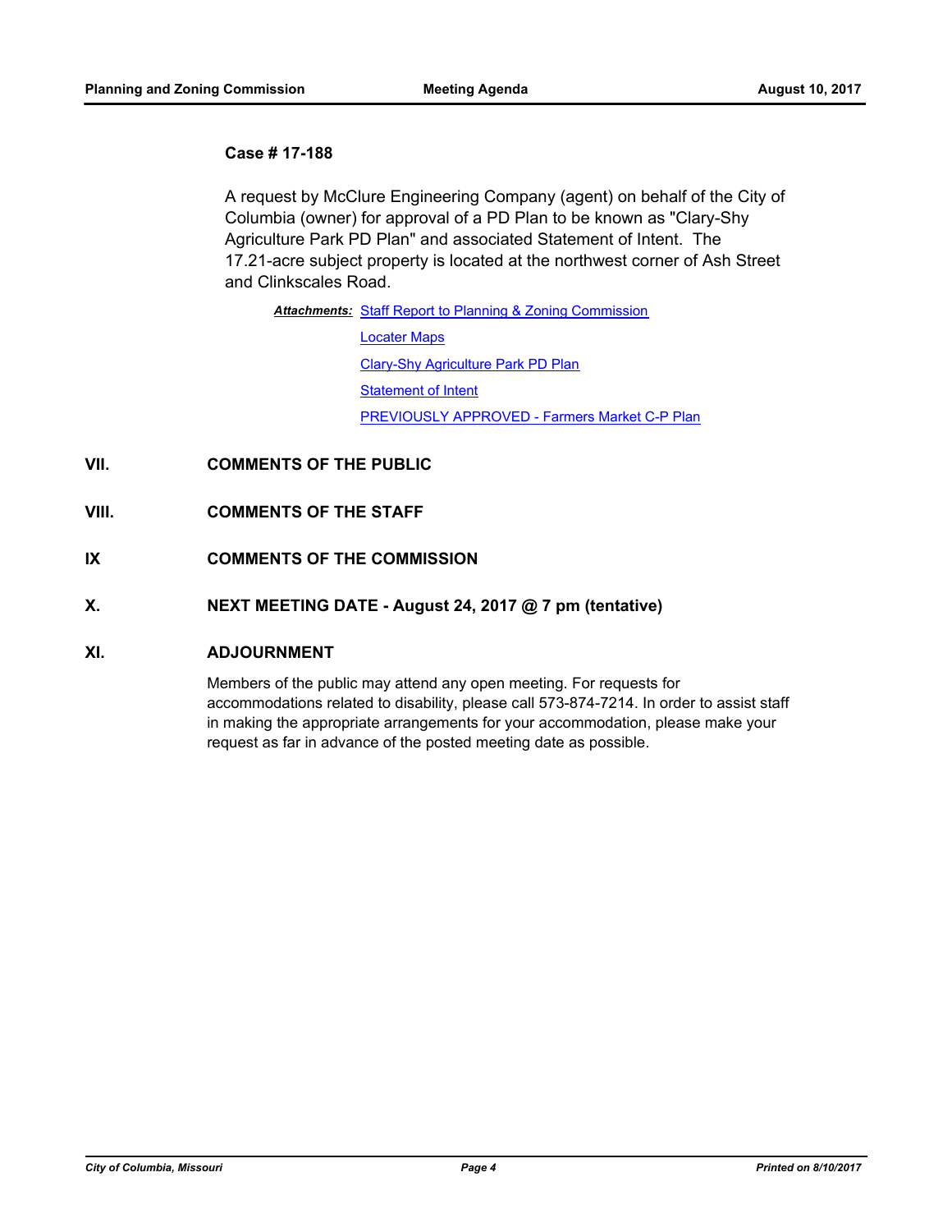**Case # 17-188**

A request by McClure Engineering Company (agent) on behalf of the City of Columbia (owner) for approval of a PD Plan to be known as "Clary-Shy Agriculture Park PD Plan" and associated Statement of Intent. The 17.21-acre subject property is located at the northwest corner of Ash Street and Clinkscales Road.

***Attachments:*** Staff Report to Planning & Zoning Commission

Locater Maps

Clary-Shy Agriculture Park PD Plan

Statement of Intent

PREVIOUSLY APPROVED - Farmers Market C-P Plan

## VII. COMMENTS OF THE PUBLIC

## VIII. COMMENTS OF THE STAFF

## IX COMMENTS OF THE COMMISSION

## X. NEXT MEETING DATE - August 24, 2017 @ 7 pm (tentative)

## XI. ADJOURNMENT

Members of the public may attend any open meeting. For requests for accommodations related to disability, please call 573-874-7214. In order to assist staff in making the appropriate arrangements for your accommodation, please make your request as far in advance of the posted meeting date as possible.